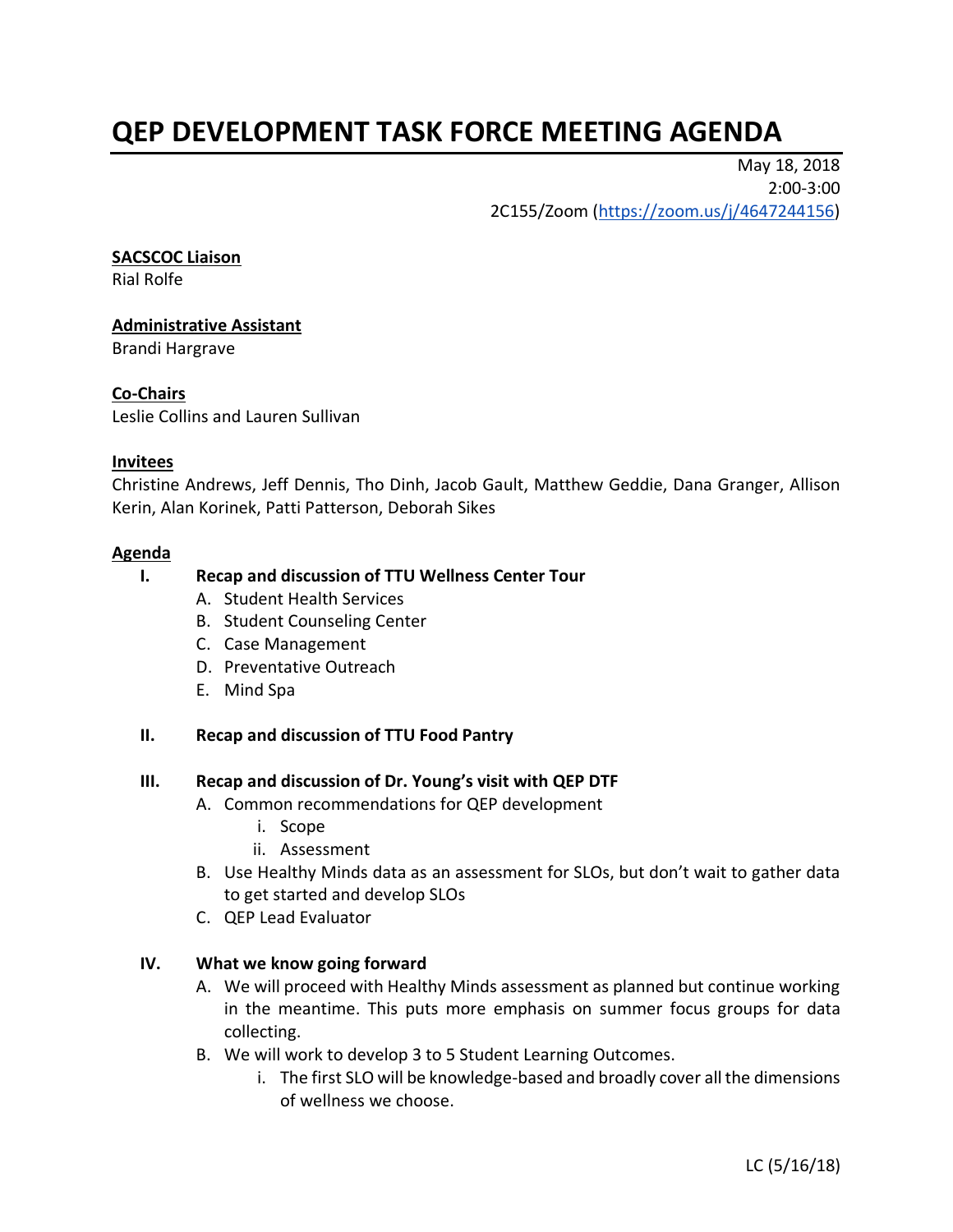# QEP DEVELOPMENT TASK FORCE MEETING AGENDA

May 18, 2018
2:00-3:00
2C155/Zoom (https://zoom.us/j/4647244156)

**SACSCOC Liaison**
Rial Rolfe

**Administrative Assistant**
Brandi Hargrave

**Co-Chairs**
Leslie Collins and Lauren Sullivan

**Invitees**
Christine Andrews, Jeff Dennis, Tho Dinh, Jacob Gault, Matthew Geddie, Dana Granger, Allison Kerin, Alan Korinek, Patti Patterson, Deborah Sikes

**Agenda**

I. **Recap and discussion of TTU Wellness Center Tour**
   A. Student Health Services
   B. Student Counseling Center
   C. Case Management
   D. Preventative Outreach
   E. Mind Spa

II. **Recap and discussion of TTU Food Pantry**

III. **Recap and discussion of Dr. Young's visit with QEP DTF**
   A. Common recommendations for QEP development
      i. Scope
      ii. Assessment
   B. Use Healthy Minds data as an assessment for SLOs, but don't wait to gather data to get started and develop SLOs
   C. QEP Lead Evaluator

IV. **What we know going forward**
   A. We will proceed with Healthy Minds assessment as planned but continue working in the meantime. This puts more emphasis on summer focus groups for data collecting.
   B. We will work to develop 3 to 5 Student Learning Outcomes.
      i. The first SLO will be knowledge-based and broadly cover all the dimensions of wellness we choose.

LC (5/16/18)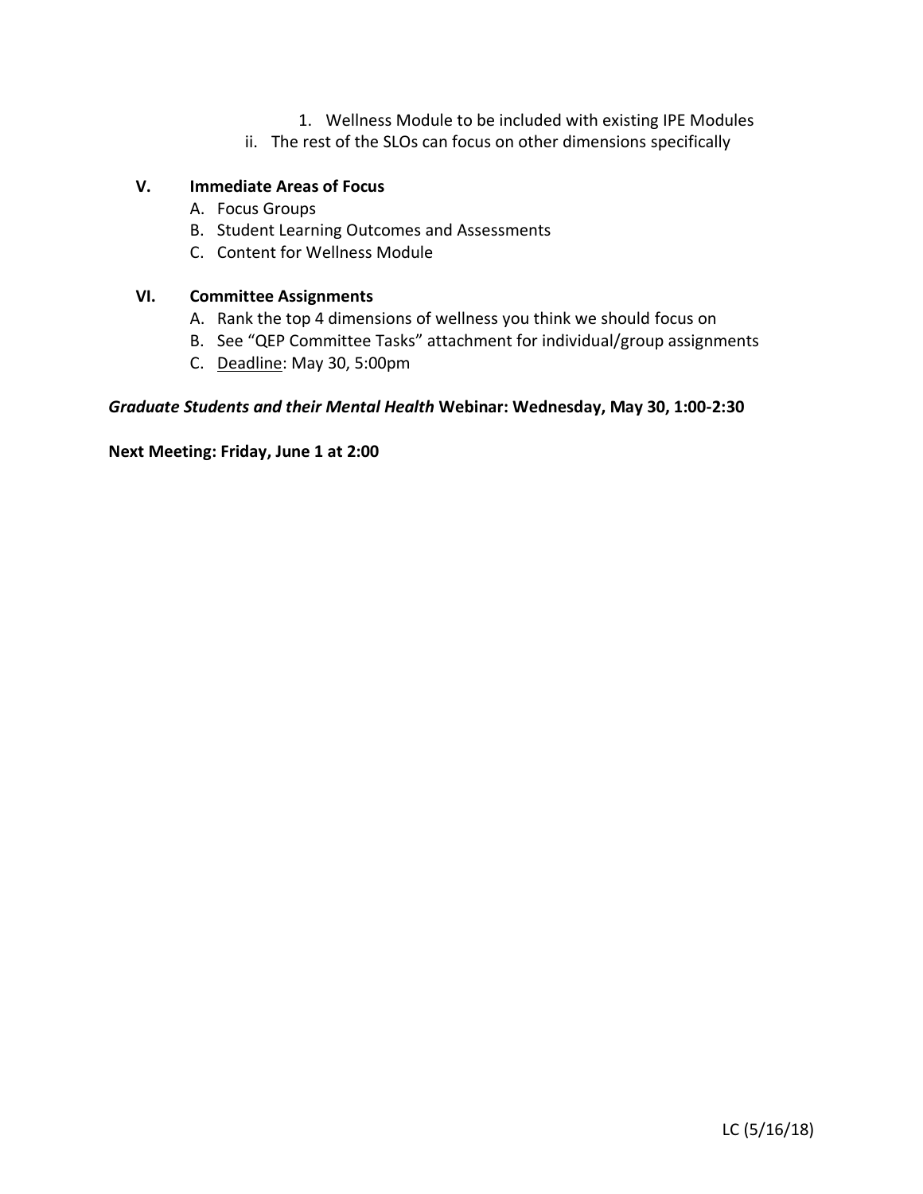1. Wellness Module to be included with existing IPE Modules

ii. The rest of the SLOs can focus on other dimensions specifically

## V. Immediate Areas of Focus

A. Focus Groups
B. Student Learning Outcomes and Assessments
C. Content for Wellness Module

## VI. Committee Assignments

A. Rank the top 4 dimensions of wellness you think we should focus on
B. See “QEP Committee Tasks” attachment for individual/group assignments
C. <u>Deadline</u>: May 30, 5:00pm

***Graduate Students and their Mental Health*** **Webinar: Wednesday, May 30, 1:00-2:30**

**Next Meeting: Friday, June 1 at 2:00**

LC (5/16/18)